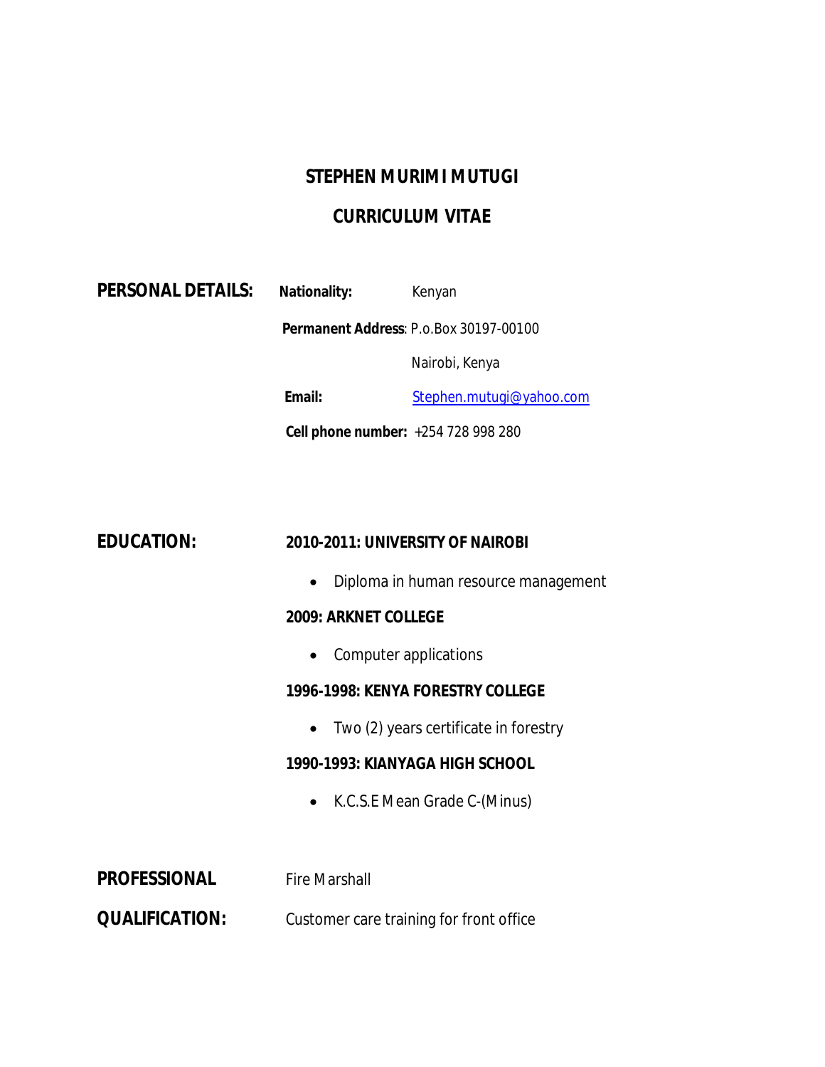# STEPHEN MURIMI MUTUGI

## CURRICULUM VITAE

**PERSONAL DETAILS:**

**Nationality:** Kenyan

**Permanent Address**: P.o.Box 30197-00100

Nairobi, Kenya

**Email:** Stephen.mutugi@yahoo.com

**Cell phone number:** +254 728 998 280

**EDUCATION:**

**2010-2011: UNIVERSITY OF NAIROBI**

- Diploma in human resource management

**2009: ARKNET COLLEGE**

- Computer applications

**1996-1998: KENYA FORESTRY COLLEGE**

- Two (2) years certificate in forestry

**1990-1993: KIANYAGA HIGH SCHOOL**

- K.C.S.E Mean Grade C-(Minus)

**PROFESSIONAL QUALIFICATION:**

Fire Marshall

Customer care training for front office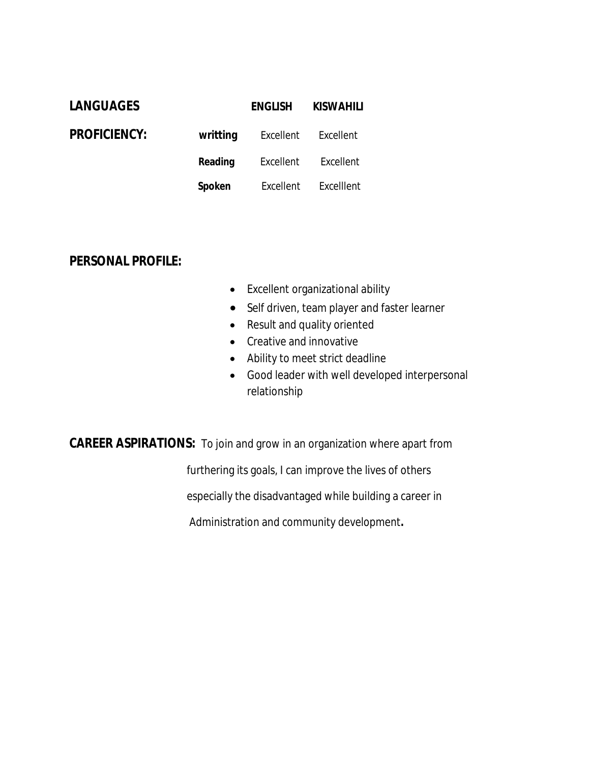**LANGUAGES PROFICIENCY:**

| | ENGLISH | KISWAHILI |
|---|---|---|
| **writting** | Excellent | Excellent |
| **Reading** | Excellent | Excellent |
| **Spoken** | Excellent | Excelllent |

**PERSONAL PROFILE:**

- Excellent organizational ability
- Self driven, team player and faster learner
- Result and quality oriented
- Creative and innovative
- Ability to meet strict deadline
- Good leader with well developed interpersonal relationship

**CAREER ASPIRATIONS:** To join and grow in an organization where apart from furthering its goals, I can improve the lives of others especially the disadvantaged while building a career in Administration and community development**.**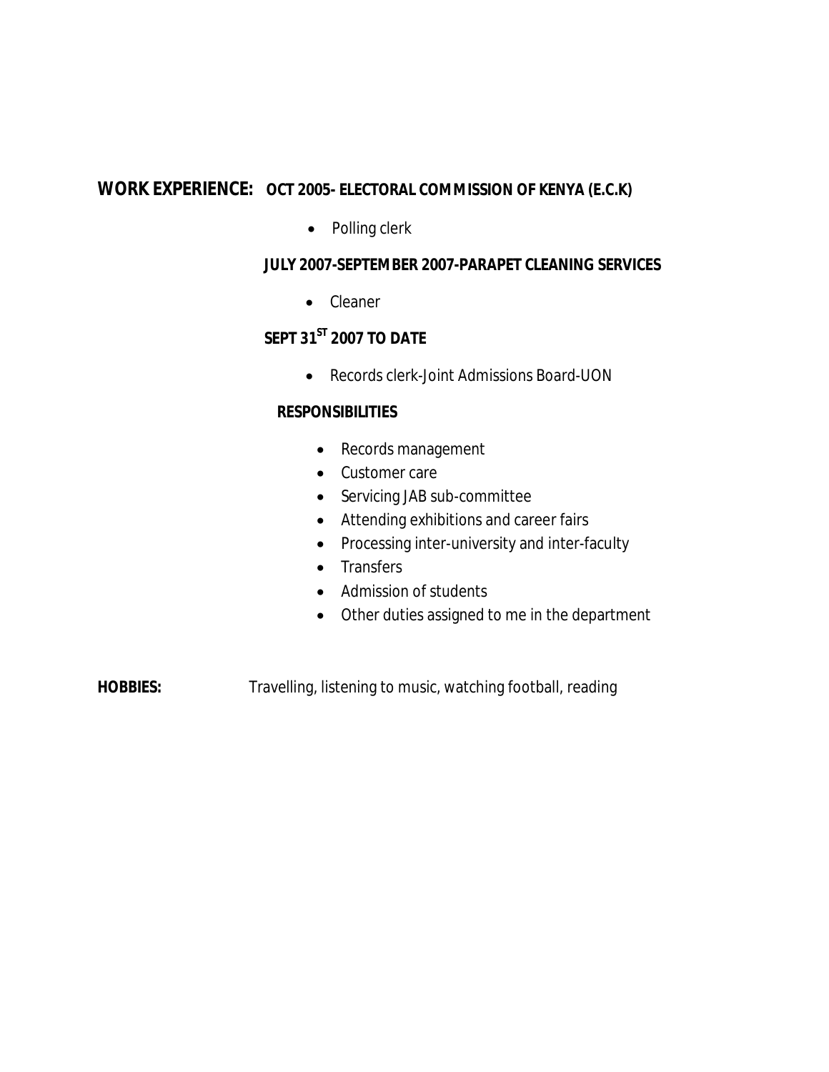**WORK EXPERIENCE:** **OCT 2005- ELECTORAL COMMISSION OF KENYA (E.C.K)**

- Polling clerk

**JULY 2007-SEPTEMBER 2007-PARAPET CLEANING SERVICES**

- Cleaner

**SEPT 31ST 2007 TO DATE**

- Records clerk-Joint Admissions Board-UON

**RESPONSIBILITIES**

- Records management
- Customer care
- Servicing JAB sub-committee
- Attending exhibitions and career fairs
- Processing inter-university and inter-faculty
- Transfers
- Admission of students
- Other duties assigned to me in the department

**HOBBIES:** Travelling, listening to music, watching football, reading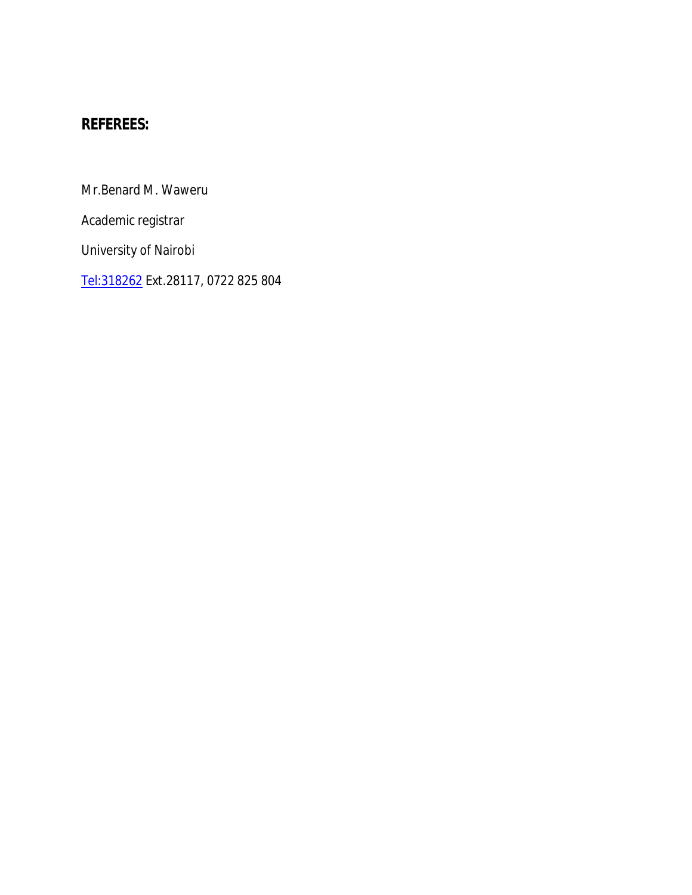**REFEREES:**

Mr.Benard M. Waweru

Academic registrar

University of Nairobi

Tel:318262 Ext.28117, 0722 825 804